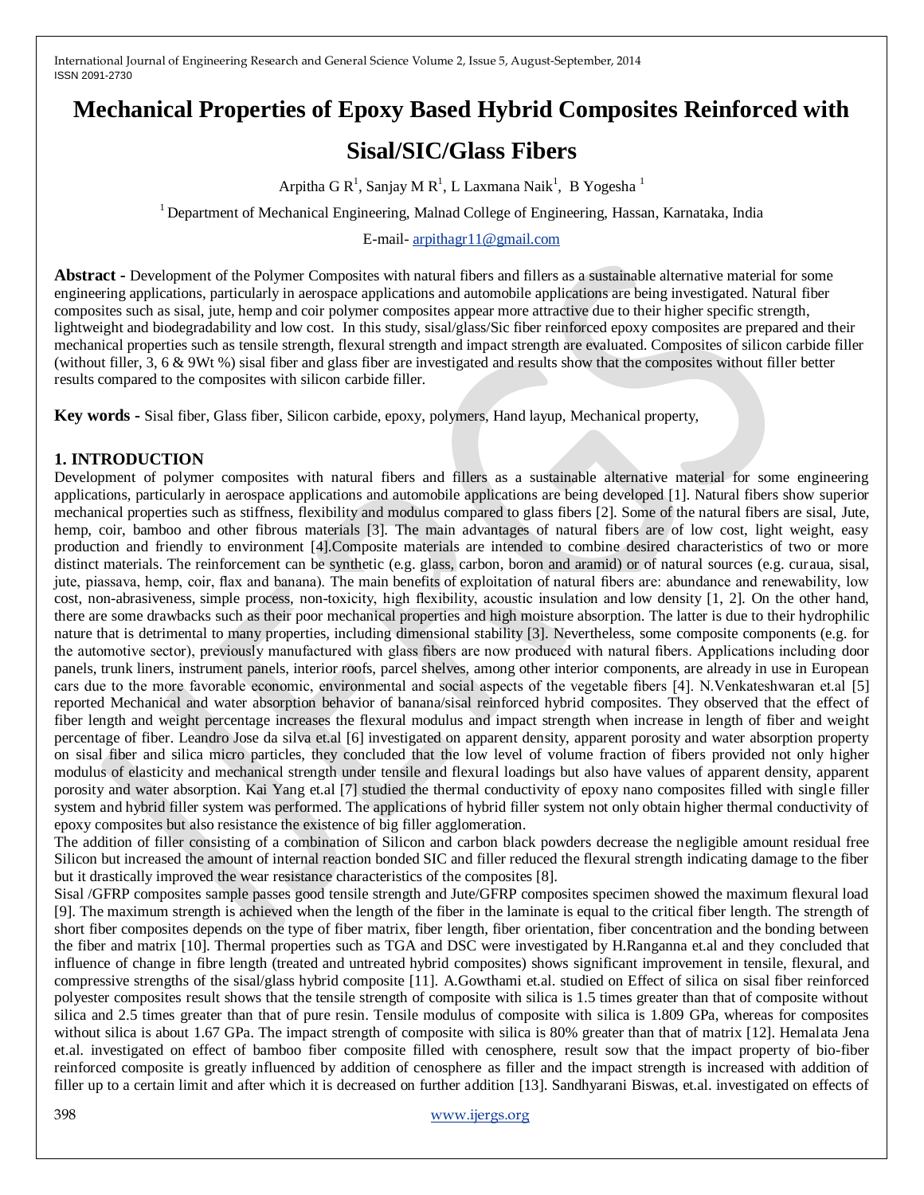# Mechanical Properties of Epoxy Based Hybrid Composites Reinforced with Sisal/SIC/Glass Fibers

Arpitha G R[1], Sanjay M R[1], L Laxmana Naik[1], B Yogesha [1]

[1] Department of Mechanical Engineering, Malnad College of Engineering, Hassan, Karnataka, India

E-mail- arpithagr11@gmail.com

**Abstract -** Development of the Polymer Composites with natural fibers and fillers as a sustainable alternative material for some engineering applications, particularly in aerospace applications and automobile applications are being investigated. Natural fiber composites such as sisal, jute, hemp and coir polymer composites appear more attractive due to their higher specific strength, lightweight and biodegradability and low cost. In this study, sisal/glass/Sic fiber reinforced epoxy composites are prepared and their mechanical properties such as tensile strength, flexural strength and impact strength are evaluated. Composites of silicon carbide filler (without filler, 3, 6 & 9Wt %) sisal fiber and glass fiber are investigated and results show that the composites without filler better results compared to the composites with silicon carbide filler.

**Key words -** Sisal fiber, Glass fiber, Silicon carbide, epoxy, polymers, Hand layup, Mechanical property,

## 1. INTRODUCTION

Development of polymer composites with natural fibers and fillers as a sustainable alternative material for some engineering applications, particularly in aerospace applications and automobile applications are being developed [1]. Natural fibers show superior mechanical properties such as stiffness, flexibility and modulus compared to glass fibers [2]. Some of the natural fibers are sisal, Jute, hemp, coir, bamboo and other fibrous materials [3]. The main advantages of natural fibers are of low cost, light weight, easy production and friendly to environment [4].Composite materials are intended to combine desired characteristics of two or more distinct materials. The reinforcement can be synthetic (e.g. glass, carbon, boron and aramid) or of natural sources (e.g. curaua, sisal, jute, piassava, hemp, coir, flax and banana). The main benefits of exploitation of natural fibers are: abundance and renewability, low cost, non-abrasiveness, simple process, non-toxicity, high flexibility, acoustic insulation and low density [1, 2]. On the other hand, there are some drawbacks such as their poor mechanical properties and high moisture absorption. The latter is due to their hydrophilic nature that is detrimental to many properties, including dimensional stability [3]. Nevertheless, some composite components (e.g. for the automotive sector), previously manufactured with glass fibers are now produced with natural fibers. Applications including door panels, trunk liners, instrument panels, interior roofs, parcel shelves, among other interior components, are already in use in European cars due to the more favorable economic, environmental and social aspects of the vegetable fibers [4]. N.Venkateshwaran et.al [5] reported Mechanical and water absorption behavior of banana/sisal reinforced hybrid composites. They observed that the effect of fiber length and weight percentage increases the flexural modulus and impact strength when increase in length of fiber and weight percentage of fiber. Leandro Jose da silva et.al [6] investigated on apparent density, apparent porosity and water absorption property on sisal fiber and silica micro particles, they concluded that the low level of volume fraction of fibers provided not only higher modulus of elasticity and mechanical strength under tensile and flexural loadings but also have values of apparent density, apparent porosity and water absorption. Kai Yang et.al [7] studied the thermal conductivity of epoxy nano composites filled with single filler system and hybrid filler system was performed. The applications of hybrid filler system not only obtain higher thermal conductivity of epoxy composites but also resistance the existence of big filler agglomeration.

The addition of filler consisting of a combination of Silicon and carbon black powders decrease the negligible amount residual free Silicon but increased the amount of internal reaction bonded SIC and filler reduced the flexural strength indicating damage to the fiber but it drastically improved the wear resistance characteristics of the composites [8].

Sisal /GFRP composites sample passes good tensile strength and Jute/GFRP composites specimen showed the maximum flexural load [9]. The maximum strength is achieved when the length of the fiber in the laminate is equal to the critical fiber length. The strength of short fiber composites depends on the type of fiber matrix, fiber length, fiber orientation, fiber concentration and the bonding between the fiber and matrix [10]. Thermal properties such as TGA and DSC were investigated by H.Ranganna et.al and they concluded that influence of change in fibre length (treated and untreated hybrid composites) shows significant improvement in tensile, flexural, and compressive strengths of the sisal/glass hybrid composite [11]. A.Gowthami et.al. studied on Effect of silica on sisal fiber reinforced polyester composites result shows that the tensile strength of composite with silica is 1.5 times greater than that of composite without silica and 2.5 times greater than that of pure resin. Tensile modulus of composite with silica is 1.809 GPa, whereas for composites without silica is about 1.67 GPa. The impact strength of composite with silica is 80% greater than that of matrix [12]. Hemalata Jena et.al. investigated on effect of bamboo fiber composite filled with cenosphere, result sow that the impact property of bio-fiber reinforced composite is greatly influenced by addition of cenosphere as filler and the impact strength is increased with addition of filler up to a certain limit and after which it is decreased on further addition [13]. Sandhyarani Biswas, et.al. investigated on effects of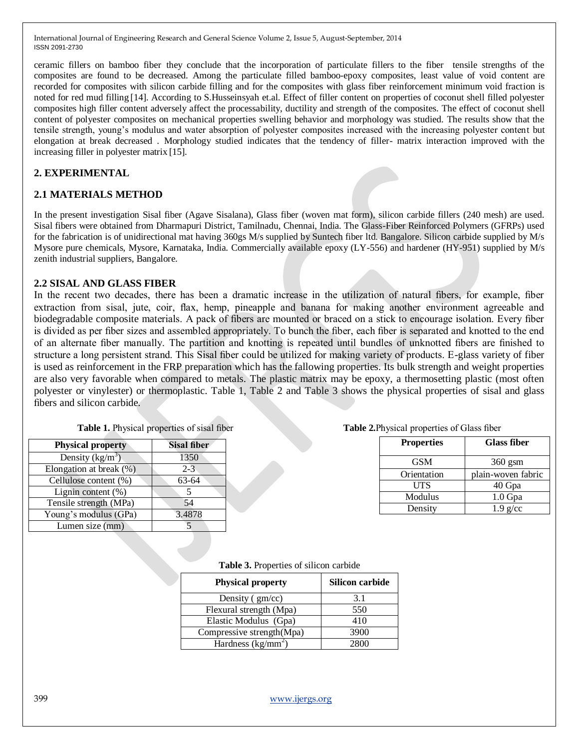ceramic fillers on bamboo fiber they conclude that the incorporation of particulate fillers to the fiber tensile strengths of the composites are found to be decreased. Among the particulate filled bamboo-epoxy composites, least value of void content are recorded for composites with silicon carbide filling and for the composites with glass fiber reinforcement minimum void fraction is noted for red mud filling [14]. According to S.Husseinsyah et.al. Effect of filler content on properties of coconut shell filled polyester composites high filler content adversely affect the processability, ductility and strength of the composites. The effect of coconut shell content of polyester composites on mechanical properties swelling behavior and morphology was studied. The results show that the tensile strength, young's modulus and water absorption of polyester composites increased with the increasing polyester content but elongation at break decreased . Morphology studied indicates that the tendency of filler- matrix interaction improved with the increasing filler in polyester matrix [15].

## 2. EXPERIMENTAL

### 2.1 MATERIALS METHOD

In the present investigation Sisal fiber (Agave Sisalana), Glass fiber (woven mat form), silicon carbide fillers (240 mesh) are used. Sisal fibers were obtained from Dharmapuri District, Tamilnadu, Chennai, India. The Glass-Fiber Reinforced Polymers (GFRPs) used for the fabrication is of unidirectional mat having 360gs M/s supplied by Suntech fiber ltd. Bangalore. Silicon carbide supplied by M/s Mysore pure chemicals, Mysore, Karnataka, India. Commercially available epoxy (LY-556) and hardener (HY-951) supplied by M/s zenith industrial suppliers, Bangalore.

### 2.2 SISAL AND GLASS FIBER

In the recent two decades, there has been a dramatic increase in the utilization of natural fibers, for example, fiber extraction from sisal, jute, coir, flax, hemp, pineapple and banana for making another environment agreeable and biodegradable composite materials. A pack of fibers are mounted or braced on a stick to encourage isolation. Every fiber is divided as per fiber sizes and assembled appropriately. To bunch the fiber, each fiber is separated and knotted to the end of an alternate fiber manually. The partition and knotting is repeated until bundles of unknotted fibers are finished to structure a long persistent strand. This Sisal fiber could be utilized for making variety of products. E-glass variety of fiber is used as reinforcement in the FRP preparation which has the fallowing properties. Its bulk strength and weight properties are also very favorable when compared to metals. The plastic matrix may be epoxy, a thermosetting plastic (most often polyester or vinylester) or thermoplastic. Table 1, Table 2 and Table 3 shows the physical properties of sisal and glass fibers and silicon carbide.

**Table 1.** Physical properties of sisal fiber

| Physical property | Sisal fiber |
|---|---|
| Density (kg/m$^3$) | 1350 |
| Elongation at break (%) | 2-3 |
| Cellulose content (%) | 63-64 |
| Lignin content (%) | 5 |
| Tensile strength (MPa) | 54 |
| Young's modulus (GPa) | 3.4878 |
| Lumen size (mm) | 5 |

**Table 2.** Physical properties of Glass fiber

| Properties | Glass fiber |
|---|---|
| GSM | 360 gsm |
| Orientation | plain-woven fabric |
| UTS | 40 Gpa |
| Modulus | 1.0 Gpa |
| Density | 1.9 g/cc |

**Table 3.** Properties of silicon carbide

| Physical property | Silicon carbide |
|---|---|
| Density ( gm/cc) | 3.1 |
| Flexural strength (Mpa) | 550 |
| Elastic Modulus (Gpa) | 410 |
| Compressive strength(Mpa) | 3900 |
| Hardness (kg/mm$^2$) | 2800 |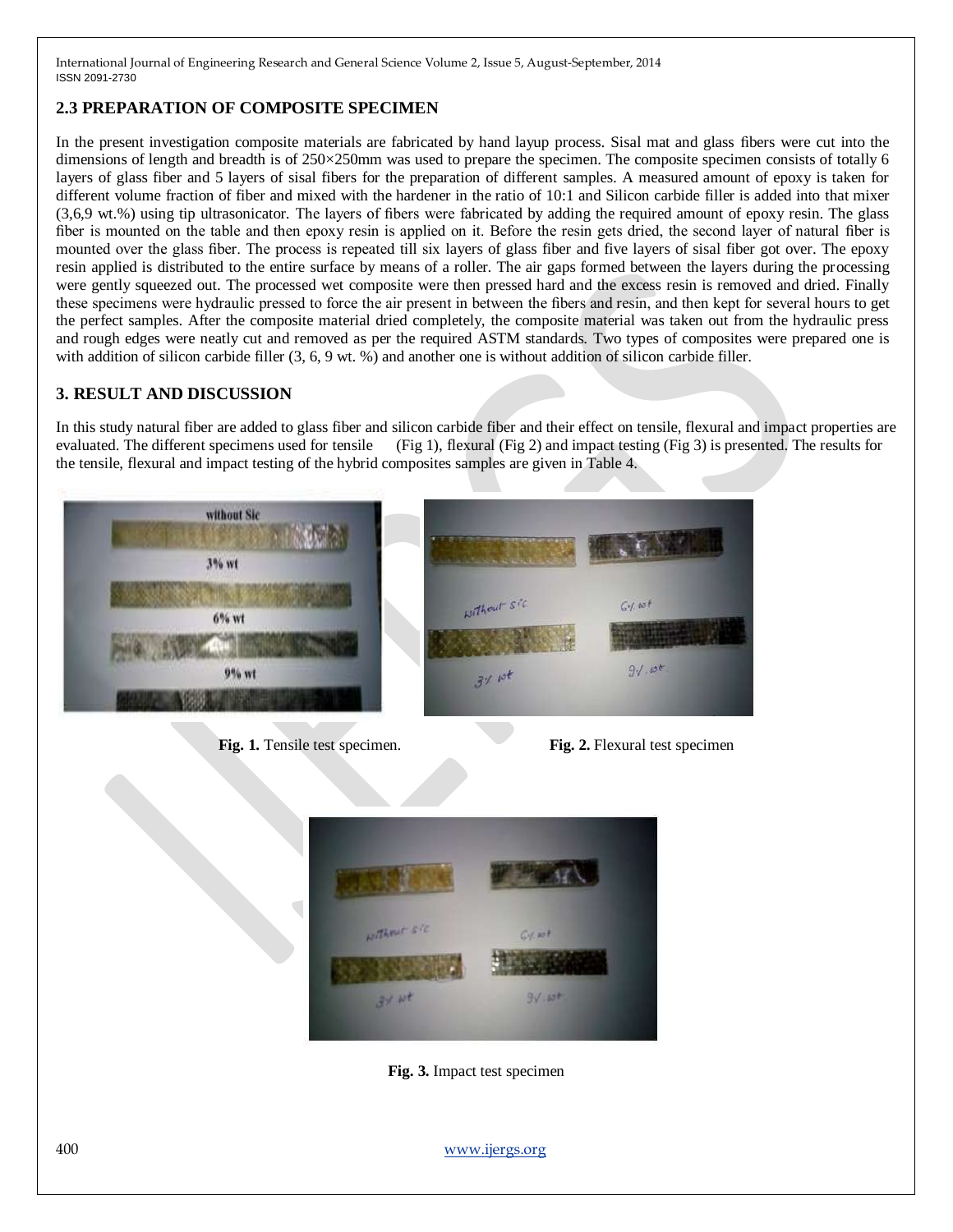## 2.3 PREPARATION OF COMPOSITE SPECIMEN

In the present investigation composite materials are fabricated by hand layup process. Sisal mat and glass fibers were cut into the dimensions of length and breadth is of 250×250mm was used to prepare the specimen. The composite specimen consists of totally 6 layers of glass fiber and 5 layers of sisal fibers for the preparation of different samples. A measured amount of epoxy is taken for different volume fraction of fiber and mixed with the hardener in the ratio of 10:1 and Silicon carbide filler is added into that mixer (3,6,9 wt.%) using tip ultrasonicator. The layers of fibers were fabricated by adding the required amount of epoxy resin. The glass fiber is mounted on the table and then epoxy resin is applied on it. Before the resin gets dried, the second layer of natural fiber is mounted over the glass fiber. The process is repeated till six layers of glass fiber and five layers of sisal fiber got over. The epoxy resin applied is distributed to the entire surface by means of a roller. The air gaps formed between the layers during the processing were gently squeezed out. The processed wet composite were then pressed hard and the excess resin is removed and dried. Finally these specimens were hydraulic pressed to force the air present in between the fibers and resin, and then kept for several hours to get the perfect samples. After the composite material dried completely, the composite material was taken out from the hydraulic press and rough edges were neatly cut and removed as per the required ASTM standards. Two types of composites were prepared one is with addition of silicon carbide filler (3, 6, 9 wt. %) and another one is without addition of silicon carbide filler.

# 3. RESULT AND DISCUSSION

In this study natural fiber are added to glass fiber and silicon carbide fiber and their effect on tensile, flexural and impact properties are evaluated. The different specimens used for tensile (Fig 1), flexural (Fig 2) and impact testing (Fig 3) is presented. The results for the tensile, flexural and impact testing of the hybrid composites samples are given in Table 4.

**Fig. 1.** Tensile test specimen.

**Fig. 2.** Flexural test specimen

**Fig. 3.** Impact test specimen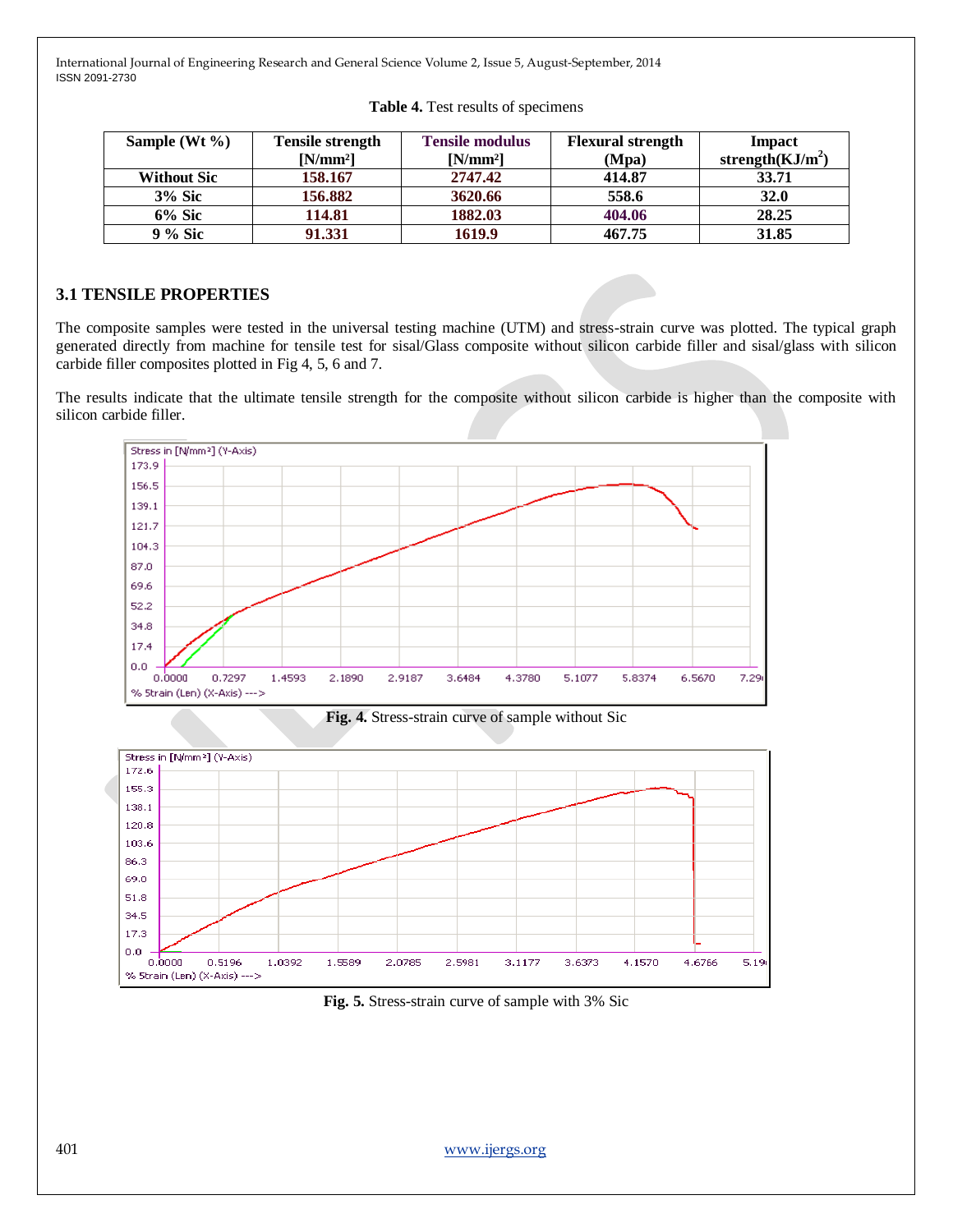**Table 4.** Test results of specimens

| Sample (Wt %) | Tensile strength [N/mm²] | Tensile modulus [N/mm²] | Flexural strength (Mpa) | Impact strength($KJ/m^2$) |
|---|---|---|---|---|
| Without Sic | 158.167 | 2747.42 | 414.87 | 33.71 |
| 3% Sic | 156.882 | 3620.66 | 558.6 | 32.0 |
| 6% Sic | 114.81 | 1882.03 | 404.06 | 28.25 |
| 9 % Sic | 91.331 | 1619.9 | 467.75 | 31.85 |

### 3.1 TENSILE PROPERTIES

The composite samples were tested in the universal testing machine (UTM) and stress-strain curve was plotted. The typical graph generated directly from machine for tensile test for sisal/Glass composite without silicon carbide filler and sisal/glass with silicon carbide filler composites plotted in Fig 4, 5, 6 and 7.

The results indicate that the ultimate tensile strength for the composite without silicon carbide is higher than the composite with silicon carbide filler.

**Fig. 4.** Stress-strain curve of sample without Sic

**Fig. 5.** Stress-strain curve of sample with 3% Sic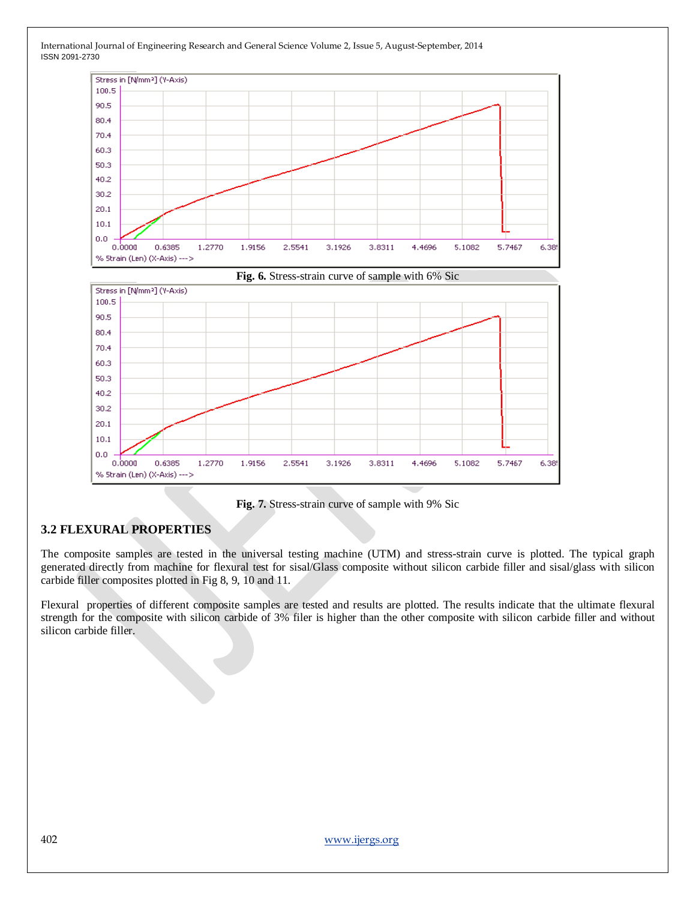Fig. 6. Stress-strain curve of sample with 6% Sic

Fig. 7. Stress-strain curve of sample with 9% Sic

### 3.2 FLEXURAL PROPERTIES

The composite samples are tested in the universal testing machine (UTM) and stress-strain curve is plotted. The typical graph generated directly from machine for flexural test for sisal/Glass composite without silicon carbide filler and sisal/glass with silicon carbide filler composites plotted in Fig 8, 9, 10 and 11.

Flexural properties of different composite samples are tested and results are plotted. The results indicate that the ultimate flexural strength for the composite with silicon carbide of 3% filer is higher than the other composite with silicon carbide filler and without silicon carbide filler.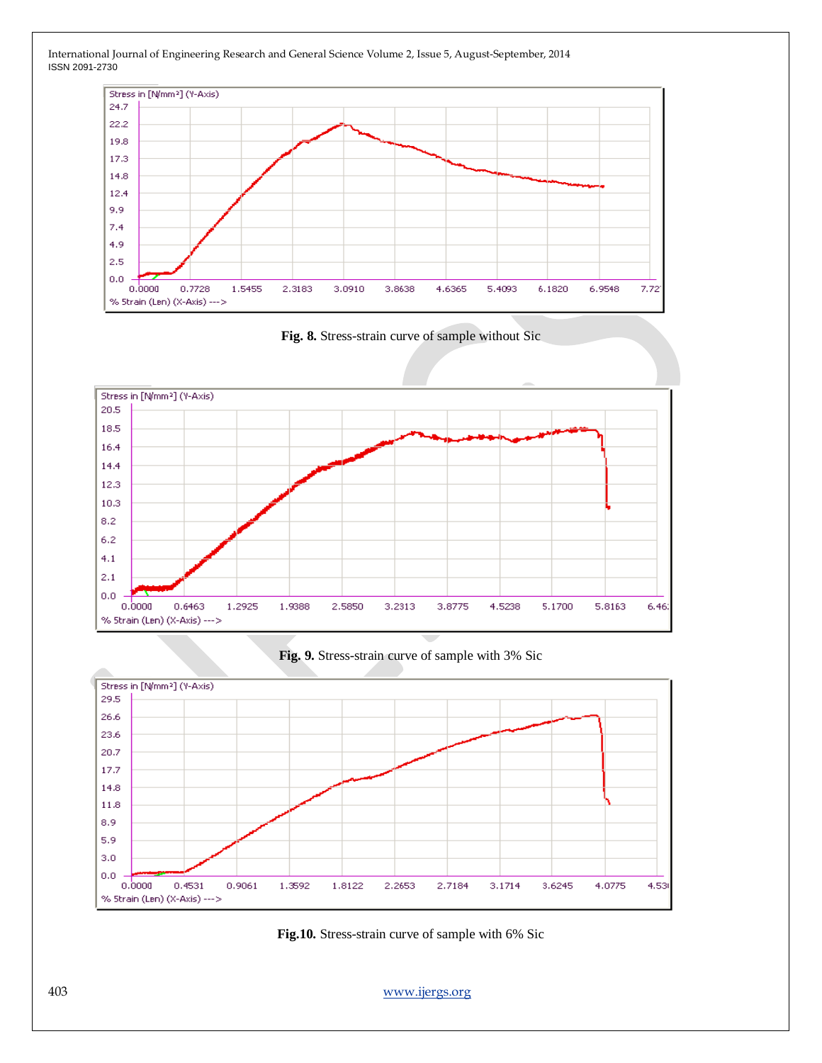**Fig. 8.** Stress-strain curve of sample without Sic

**Fig. 9.** Stress-strain curve of sample with 3% Sic

**Fig.10.** Stress-strain curve of sample with 6% Sic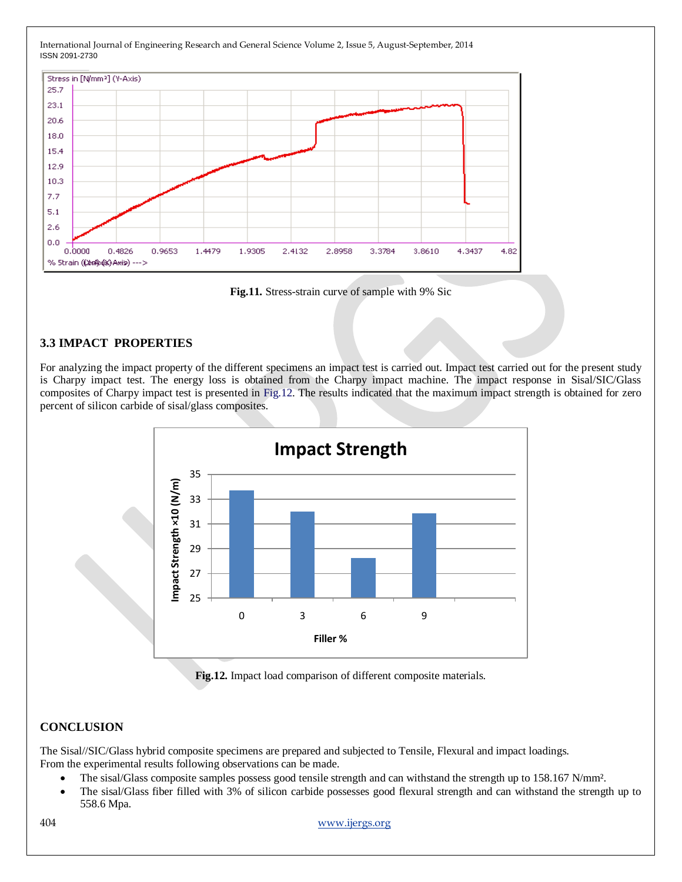Fig.11. Stress-strain curve of sample with 9% Sic

### 3.3 IMPACT PROPERTIES

For analyzing the impact property of the different specimens an impact test is carried out. Impact test carried out for the present study is Charpy impact test. The energy loss is obtained from the Charpy impact machine. The impact response in Sisal/SIC/Glass composites of Charpy impact test is presented in Fig.12. The results indicated that the maximum impact strength is obtained for zero percent of silicon carbide of sisal/glass composites.

Fig.12. Impact load comparison of different composite materials.

## CONCLUSION

The Sisal//SIC/Glass hybrid composite specimens are prepared and subjected to Tensile, Flexural and impact loadings.
From the experimental results following observations can be made.

- The sisal/Glass composite samples possess good tensile strength and can withstand the strength up to 158.167 N/mm².
- The sisal/Glass fiber filled with 3% of silicon carbide possesses good flexural strength and can withstand the strength up to 558.6 Mpa.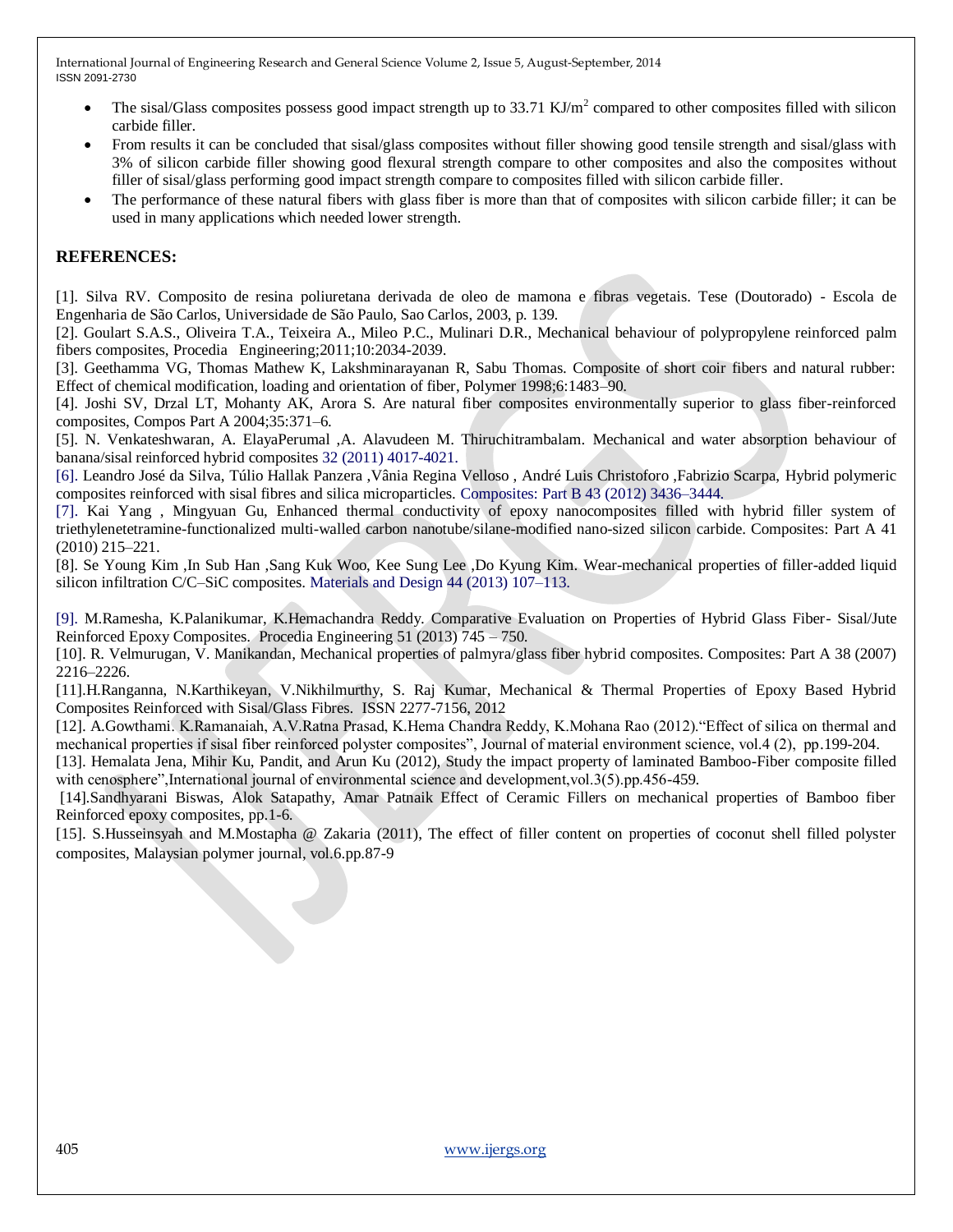- The sisal/Glass composites possess good impact strength up to 33.71 $KJ/m^2$ compared to other composites filled with silicon carbide filler.
- From results it can be concluded that sisal/glass composites without filler showing good tensile strength and sisal/glass with 3% of silicon carbide filler showing good flexural strength compare to other composites and also the composites without filler of sisal/glass performing good impact strength compare to composites filled with silicon carbide filler.
- The performance of these natural fibers with glass fiber is more than that of composites with silicon carbide filler; it can be used in many applications which needed lower strength.

## REFERENCES:

[1]. Silva RV. Composito de resina poliuretana derivada de oleo de mamona e fibras vegetais. Tese (Doutorado) - Escola de Engenharia de São Carlos, Universidade de São Paulo, Sao Carlos, 2003, p. 139.

[2]. Goulart S.A.S., Oliveira T.A., Teixeira A., Mileo P.C., Mulinari D.R., Mechanical behaviour of polypropylene reinforced palm fibers composites, Procedia Engineering;2011;10:2034-2039.

[3]. Geethamma VG, Thomas Mathew K, Lakshminarayanan R, Sabu Thomas. Composite of short coir fibers and natural rubber: Effect of chemical modification, loading and orientation of fiber, Polymer 1998;6:1483–90.

[4]. Joshi SV, Drzal LT, Mohanty AK, Arora S. Are natural fiber composites environmentally superior to glass fiber-reinforced composites, Compos Part A 2004;35:371–6.

[5]. N. Venkateshwaran, A. ElayaPerumal ,A. Alavudeen M. Thiruchitrambalam. Mechanical and water absorption behaviour of banana/sisal reinforced hybrid composites 32 (2011) 4017-4021.

[6]. Leandro José da Silva, Túlio Hallak Panzera ,Vânia Regina Velloso , André Luis Christoforo ,Fabrizio Scarpa, Hybrid polymeric composites reinforced with sisal fibres and silica microparticles. Composites: Part B 43 (2012) 3436–3444.

[7]. Kai Yang , Mingyuan Gu, Enhanced thermal conductivity of epoxy nanocomposites filled with hybrid filler system of triethylenetetramine-functionalized multi-walled carbon nanotube/silane-modified nano-sized silicon carbide. Composites: Part A 41 (2010) 215–221.

[8]. Se Young Kim ,In Sub Han ,Sang Kuk Woo, Kee Sung Lee ,Do Kyung Kim. Wear-mechanical properties of filler-added liquid silicon infiltration C/C–SiC composites. Materials and Design 44 (2013) 107–113.

[9]. M.Ramesha, K.Palanikumar, K.Hemachandra Reddy. Comparative Evaluation on Properties of Hybrid Glass Fiber- Sisal/Jute Reinforced Epoxy Composites. Procedia Engineering 51 (2013) 745 – 750.

[10]. R. Velmurugan, V. Manikandan, Mechanical properties of palmyra/glass fiber hybrid composites. Composites: Part A 38 (2007) 2216–2226.

[11].H.Ranganna, N.Karthikeyan, V.Nikhilmurthy, S. Raj Kumar, Mechanical & Thermal Properties of Epoxy Based Hybrid Composites Reinforced with Sisal/Glass Fibres. ISSN 2277-7156, 2012

[12]. A.Gowthami. K.Ramanaiah, A.V.Ratna Prasad, K.Hema Chandra Reddy, K.Mohana Rao (2012)."Effect of silica on thermal and mechanical properties if sisal fiber reinforced polyster composites", Journal of material environment science, vol.4 (2), pp.199-204.

[13]. Hemalata Jena, Mihir Ku, Pandit, and Arun Ku (2012), Study the impact property of laminated Bamboo-Fiber composite filled with cenosphere",International journal of environmental science and development,vol.3(5).pp.456-459.

[14].Sandhyarani Biswas, Alok Satapathy, Amar Patnaik Effect of Ceramic Fillers on mechanical properties of Bamboo fiber Reinforced epoxy composites, pp.1-6.

[15]. S.Husseinsyah and M.Mostapha @ Zakaria (2011), The effect of filler content on properties of coconut shell filled polyster composites, Malaysian polymer journal, vol.6.pp.87-9